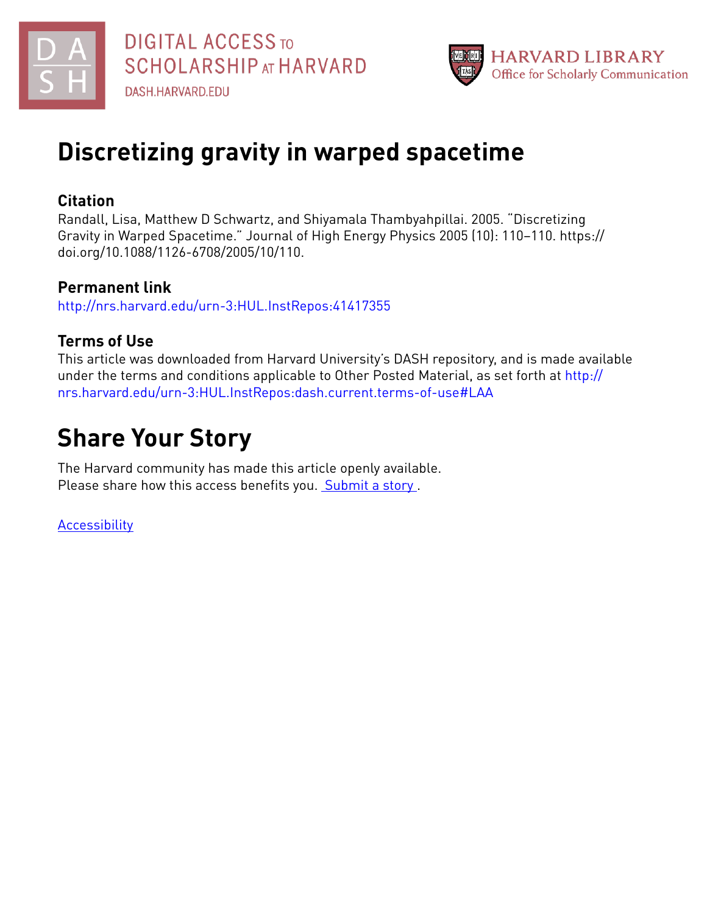# Discretizing gravity in warped spacetime

## Citation

Randall, Lisa, Matthew D Schwartz, and Shiyamala Thambyahpillai. 2005. “Discretizing Gravity in Warped Spacetime.” Journal of High Energy Physics 2005 (10): 110–110. https://doi.org/10.1088/1126-6708/2005/10/110.

## Permanent link

http://nrs.harvard.edu/urn-3:HUL.InstRepos:41417355

## Terms of Use

This article was downloaded from Harvard University’s DASH repository, and is made available under the terms and conditions applicable to Other Posted Material, as set forth at http://nrs.harvard.edu/urn-3:HUL.InstRepos:dash.current.terms-of-use#LAA

# Share Your Story

The Harvard community has made this article openly available.
Please share how this access benefits you. Submit a story.

Accessibility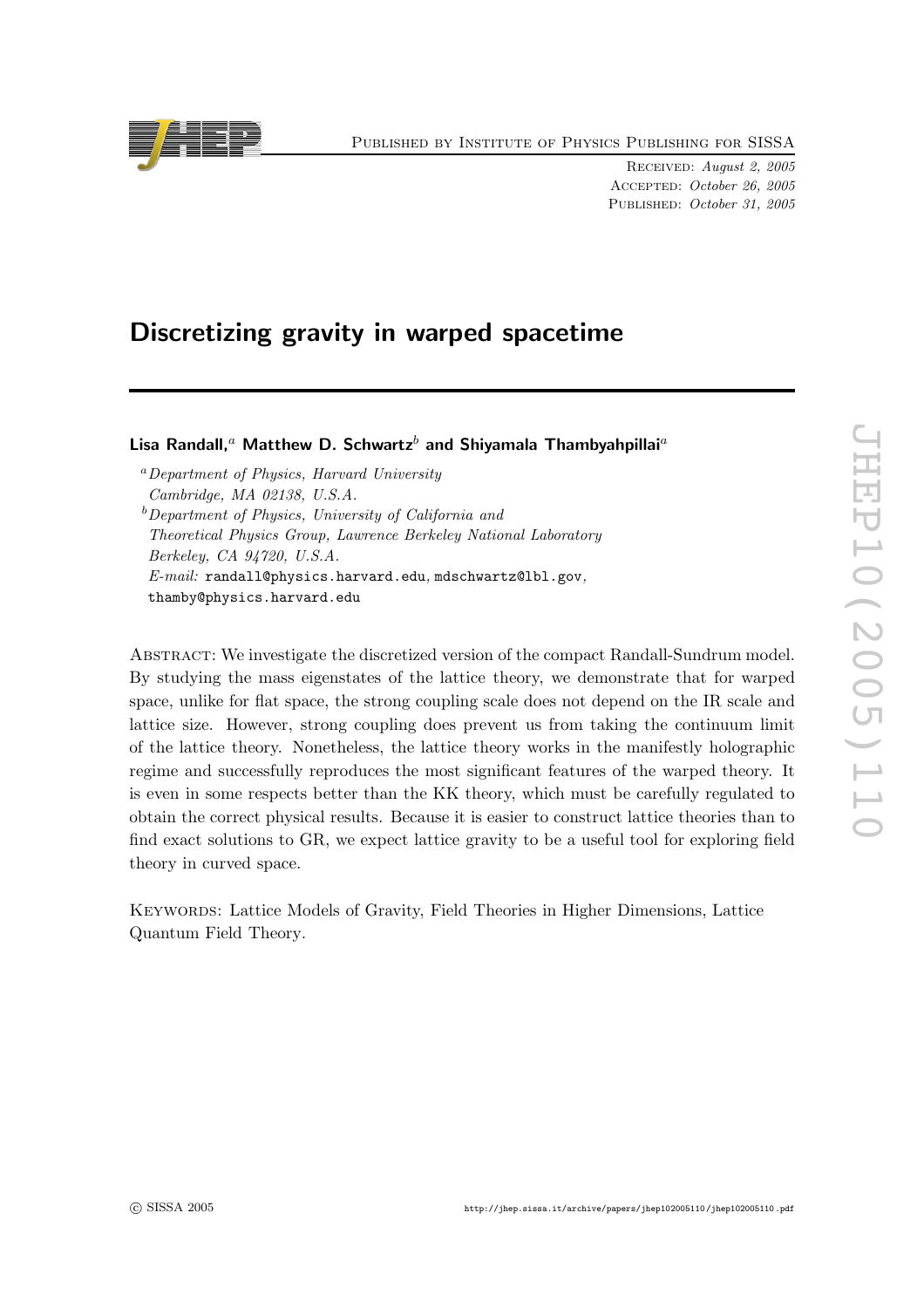# Discretizing gravity in warped spacetime

**Lisa Randall,**[a] **Matthew D. Schwartz**[b] **and Shiyamala Thambyahpillai**[a]

[a] *Department of Physics, Harvard University Cambridge, MA 02138, U.S.A.*

[b] *Department of Physics, University of California and Theoretical Physics Group, Lawrence Berkeley National Laboratory Berkeley, CA 94720, U.S.A.*

*E-mail:* randall@physics.harvard.edu, mdschwartz@lbl.gov, thamby@physics.harvard.edu

Abstract: We investigate the discretized version of the compact Randall-Sundrum model. By studying the mass eigenstates of the lattice theory, we demonstrate that for warped space, unlike for flat space, the strong coupling scale does not depend on the IR scale and lattice size. However, strong coupling does prevent us from taking the continuum limit of the lattice theory. Nonetheless, the lattice theory works in the manifestly holographic regime and successfully reproduces the most significant features of the warped theory. It is even in some respects better than the KK theory, which must be carefully regulated to obtain the correct physical results. Because it is easier to construct lattice theories than to find exact solutions to GR, we expect lattice gravity to be a useful tool for exploring field theory in curved space.

Keywords: Lattice Models of Gravity, Field Theories in Higher Dimensions, Lattice Quantum Field Theory.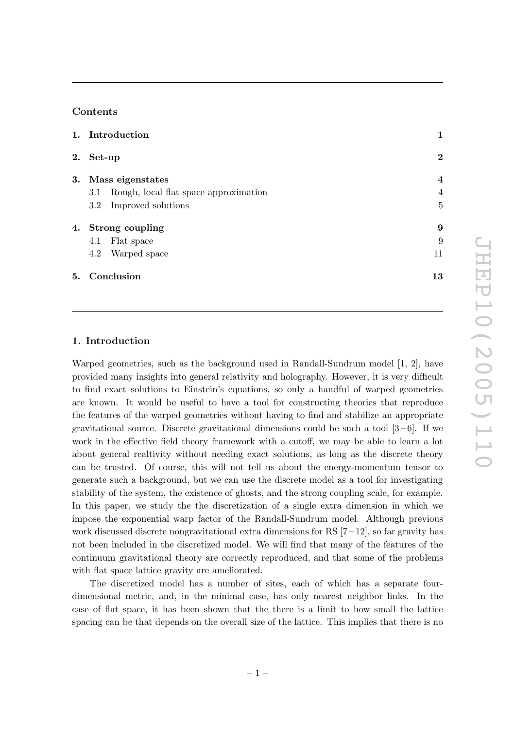## Contents

| | | |
|---|---|---|
| **1.** | **Introduction** | **1** |
| **2.** | **Set-up** | **2** |
| **3.** | **Mass eigenstates** | **4** |
| | 3.1 Rough, local flat space approximation | 4 |
| | 3.2 Improved solutions | 5 |
| **4.** | **Strong coupling** | **9** |
| | 4.1 Flat space | 9 |
| | 4.2 Warped space | 11 |
| **5.** | **Conclusion** | **13** |

## 1. Introduction

Warped geometries, such as the background used in Randall-Sundrum model [1, 2], have provided many insights into general relativity and holography. However, it is very difficult to find exact solutions to Einstein's equations, so only a handful of warped geometries are known. It would be useful to have a tool for constructing theories that reproduce the features of the warped geometries without having to find and stabilize an appropriate gravitational source. Discrete gravitational dimensions could be such a tool [3 – 6]. If we work in the effective field theory framework with a cutoff, we may be able to learn a lot about general realtivity without needing exact solutions, as long as the discrete theory can be trusted. Of course, this will not tell us about the energy-momentum tensor to generate such a background, but we can use the discrete model as a tool for investigating stability of the system, the existence of ghosts, and the strong coupling scale, for example. In this paper, we study the the discretization of a single extra dimension in which we impose the exponential warp factor of the Randall-Sundrum model. Although previous work discussed discrete nongravitational extra dimensions for RS [7 – 12], so far gravity has not been included in the discretized model. We will find that many of the features of the continuum gravitational theory are correctly reproduced, and that some of the problems with flat space lattice gravity are ameliorated.

The discretized model has a number of sites, each of which has a separate four-dimensional metric, and, in the minimal case, has only nearest neighbor links. In the case of flat space, it has been shown that the there is a limit to how small the lattice spacing can be that depends on the overall size of the lattice. This implies that there is no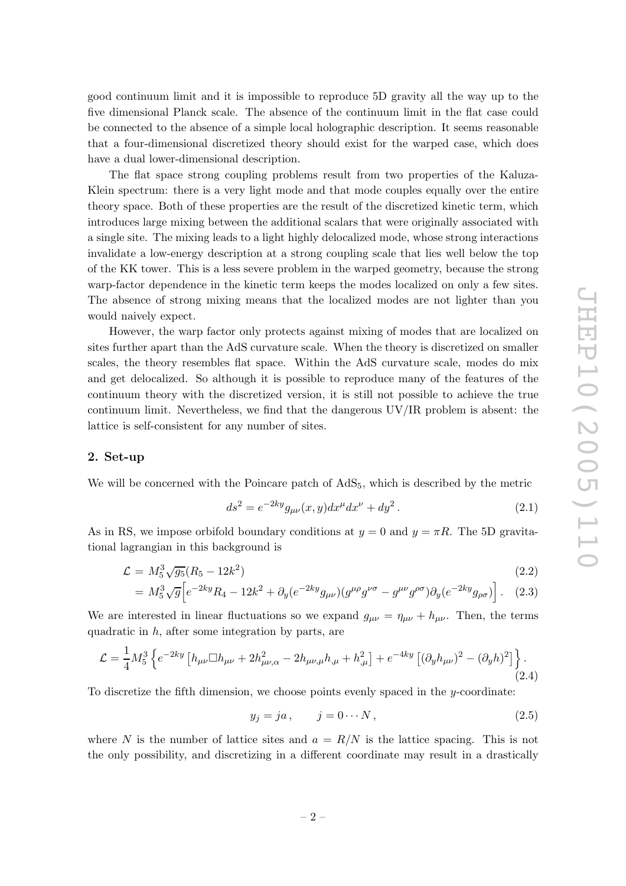good continuum limit and it is impossible to reproduce 5D gravity all the way up to the five dimensional Planck scale. The absence of the continuum limit in the flat case could be connected to the absence of a simple local holographic description. It seems reasonable that a four-dimensional discretized theory should exist for the warped case, which does have a dual lower-dimensional description.

The flat space strong coupling problems result from two properties of the Kaluza-Klein spectrum: there is a very light mode and that mode couples equally over the entire theory space. Both of these properties are the result of the discretized kinetic term, which introduces large mixing between the additional scalars that were originally associated with a single site. The mixing leads to a light highly delocalized mode, whose strong interactions invalidate a low-energy description at a strong coupling scale that lies well below the top of the KK tower. This is a less severe problem in the warped geometry, because the strong warp-factor dependence in the kinetic term keeps the modes localized on only a few sites. The absence of strong mixing means that the localized modes are not lighter than you would naively expect.

However, the warp factor only protects against mixing of modes that are localized on sites further apart than the AdS curvature scale. When the theory is discretized on smaller scales, the theory resembles flat space. Within the AdS curvature scale, modes do mix and get delocalized. So although it is possible to reproduce many of the features of the continuum theory with the discretized version, it is still not possible to achieve the true continuum limit. Nevertheless, we find that the dangerous UV/IR problem is absent: the lattice is self-consistent for any number of sites.

## 2. Set-up

We will be concerned with the Poincare patch of $\mathrm{AdS}_5$, which is described by the metric

$$ds^2 = e^{-2ky} g_{\mu\nu}(x,y) dx^\mu dx^\nu + dy^2 \,. \tag{2.1}$$

As in RS, we impose orbifold boundary conditions at $y = 0$ and $y = \pi R$. The 5D gravitational lagrangian in this background is

$$\begin{aligned}
\mathcal{L} &= M_5^3 \sqrt{g_5}(R_5 - 12k^2) &(2.2)\\
&= M_5^3 \sqrt{g}\Big[e^{-2ky} R_4 - 12k^2 + \partial_y(e^{-2ky} g_{\mu\nu})(g^{\mu\rho} g^{\nu\sigma} - g^{\mu\nu} g^{\rho\sigma})\partial_y(e^{-2ky} g_{\rho\sigma})\Big] \,. &(2.3)
\end{aligned}$$

We are interested in linear fluctuations so we expand $g_{\mu\nu} = \eta_{\mu\nu} + h_{\mu\nu}$. Then, the terms quadratic in $h$, after some integration by parts, are

$$\mathcal{L} = \frac{1}{4} M_5^3 \left\{ e^{-2ky}\left[h_{\mu\nu} \Box h_{\mu\nu} + 2h_{\mu\nu,\alpha}^2 - 2h_{\mu\nu,\mu} h_{,\mu} + h_{,\mu}^2\right] + e^{-4ky}\left[(\partial_y h_{\mu\nu})^2 - (\partial_y h)^2\right]\right\} . \tag{2.4}$$

To discretize the fifth dimension, we choose points evenly spaced in the $y$-coordinate:

$$y_j = ja \,, \qquad j = 0 \cdots N \,, \tag{2.5}$$

where $N$ is the number of lattice sites and $a = R/N$ is the lattice spacing. This is not the only possibility, and discretizing in a different coordinate may result in a drastically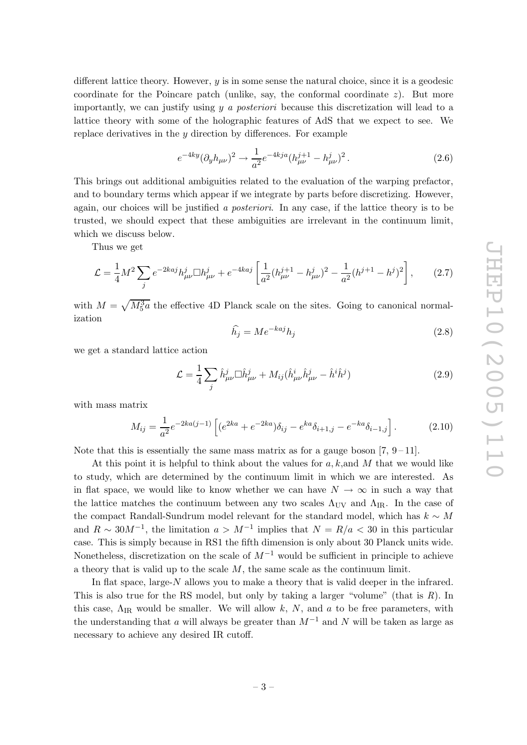different lattice theory. However, $y$ is in some sense the natural choice, since it is a geodesic coordinate for the Poincare patch (unlike, say, the conformal coordinate $z$). But more importantly, we can justify using $y$ *a posteriori* because this discretization will lead to a lattice theory with some of the holographic features of AdS that we expect to see. We replace derivatives in the $y$ direction by differences. For example

$$e^{-4ky}(\partial_y h_{\mu\nu})^2 \to \frac{1}{a^2} e^{-4kja}(h_{\mu\nu}^{j+1} - h_{\mu\nu}^j)^2 \,. \tag{2.6}$$

This brings out additional ambiguities related to the evaluation of the warping prefactor, and to boundary terms which appear if we integrate by parts before discretizing. However, again, our choices will be justified *a posteriori*. In any case, if the lattice theory is to be trusted, we should expect that these ambiguities are irrelevant in the continuum limit, which we discuss below.

Thus we get

$$\mathcal{L} = \frac{1}{4} M^2 \sum_j e^{-2kaj} h_{\mu\nu}^j \Box h_{\mu\nu}^j + e^{-4kaj} \left[ \frac{1}{a^2}(h_{\mu\nu}^{j+1} - h_{\mu\nu}^j)^2 - \frac{1}{a^2}(h^{j+1} - h^j)^2 \right], \tag{2.7}$$

with $M = \sqrt{M_5^3 a}$ the effective 4D Planck scale on the sites. Going to canonical normalization

$$\widehat{h}_j = M e^{-kaj} h_j \tag{2.8}$$

we get a standard lattice action

$$\mathcal{L} = \frac{1}{4} \sum_j \hat{h}_{\mu\nu}^j \Box \hat{h}_{\mu\nu}^j + M_{ij}(\hat{h}_{\mu\nu}^i \hat{h}_{\mu\nu}^j - \hat{h}^i \hat{h}^j) \tag{2.9}$$

with mass matrix

$$M_{ij} = \frac{1}{a^2} e^{-2ka(j-1)} \left[ (e^{2ka} + e^{-2ka})\delta_{ij} - e^{ka}\delta_{i+1,j} - e^{-ka}\delta_{i-1,j} \right]. \tag{2.10}$$

Note that this is essentially the same mass matrix as for a gauge boson [7, 9 – 11].

At this point it is helpful to think about the values for $a, k,$and $M$ that we would like to study, which are determined by the continuum limit in which we are interested. As in flat space, we would like to know whether we can have $N \to \infty$ in such a way that the lattice matches the continuum between any two scales $\Lambda_{\rm UV}$ and $\Lambda_{\rm IR}$. In the case of the compact Randall-Sundrum model relevant for the standard model, which has $k \sim M$ and $R \sim 30 M^{-1}$, the limitation $a > M^{-1}$ implies that $N = R/a < 30$ in this particular case. This is simply because in RS1 the fifth dimension is only about 30 Planck units wide. Nonetheless, discretization on the scale of $M^{-1}$ would be sufficient in principle to achieve a theory that is valid up to the scale $M$, the same scale as the continuum limit.

In flat space, large-$N$ allows you to make a theory that is valid deeper in the infrared. This is also true for the RS model, but only by taking a larger "volume" (that is $R$). In this case, $\Lambda_{\rm IR}$ would be smaller. We will allow $k$, $N$, and $a$ to be free parameters, with the understanding that $a$ will always be greater than $M^{-1}$ and $N$ will be taken as large as necessary to achieve any desired IR cutoff.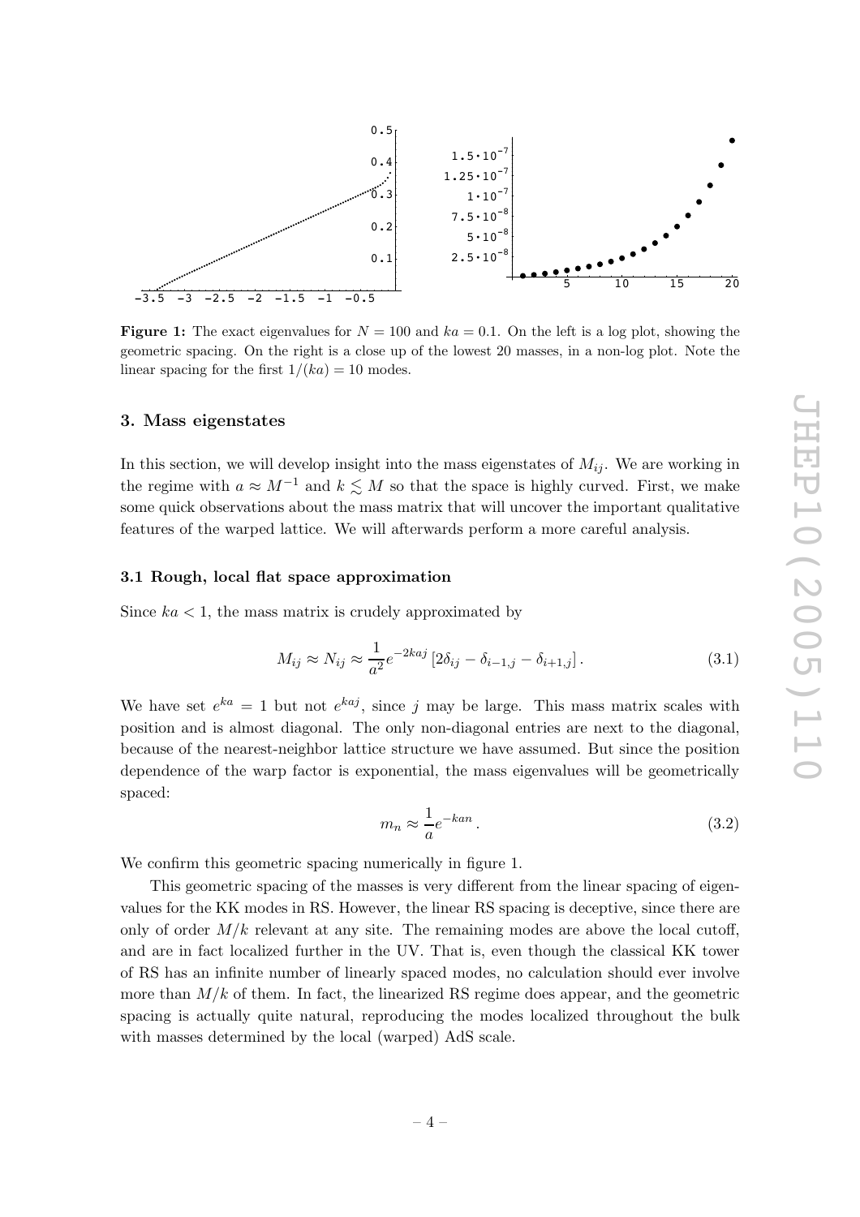**Figure 1:** The exact eigenvalues for $N = 100$ and $ka = 0.1$. On the left is a log plot, showing the geometric spacing. On the right is a close up of the lowest 20 masses, in a non-log plot. Note the linear spacing for the first $1/(ka) = 10$ modes.

## 3. Mass eigenstates

In this section, we will develop insight into the mass eigenstates of $M_{ij}$. We are working in the regime with $a \approx M^{-1}$ and $k \lesssim M$ so that the space is highly curved. First, we make some quick observations about the mass matrix that will uncover the important qualitative features of the warped lattice. We will afterwards perform a more careful analysis.

### 3.1 Rough, local flat space approximation

Since $ka < 1$, the mass matrix is crudely approximated by

$$M_{ij} \approx N_{ij} \approx \frac{1}{a^2} e^{-2kaj} \left[2\delta_{ij} - \delta_{i-1,j} - \delta_{i+1,j}\right]. \tag{3.1}$$

We have set $e^{ka} = 1$ but not $e^{kaj}$, since $j$ may be large. This mass matrix scales with position and is almost diagonal. The only non-diagonal entries are next to the diagonal, because of the nearest-neighbor lattice structure we have assumed. But since the position dependence of the warp factor is exponential, the mass eigenvalues will be geometrically spaced:

$$m_n \approx \frac{1}{a} e^{-kan}. \tag{3.2}$$

We confirm this geometric spacing numerically in figure 1.

This geometric spacing of the masses is very different from the linear spacing of eigenvalues for the KK modes in RS. However, the linear RS spacing is deceptive, since there are only of order $M/k$ relevant at any site. The remaining modes are above the local cutoff, and are in fact localized further in the UV. That is, even though the classical KK tower of RS has an infinite number of linearly spaced modes, no calculation should ever involve more than $M/k$ of them. In fact, the linearized RS regime does appear, and the geometric spacing is actually quite natural, reproducing the modes localized throughout the bulk with masses determined by the local (warped) AdS scale.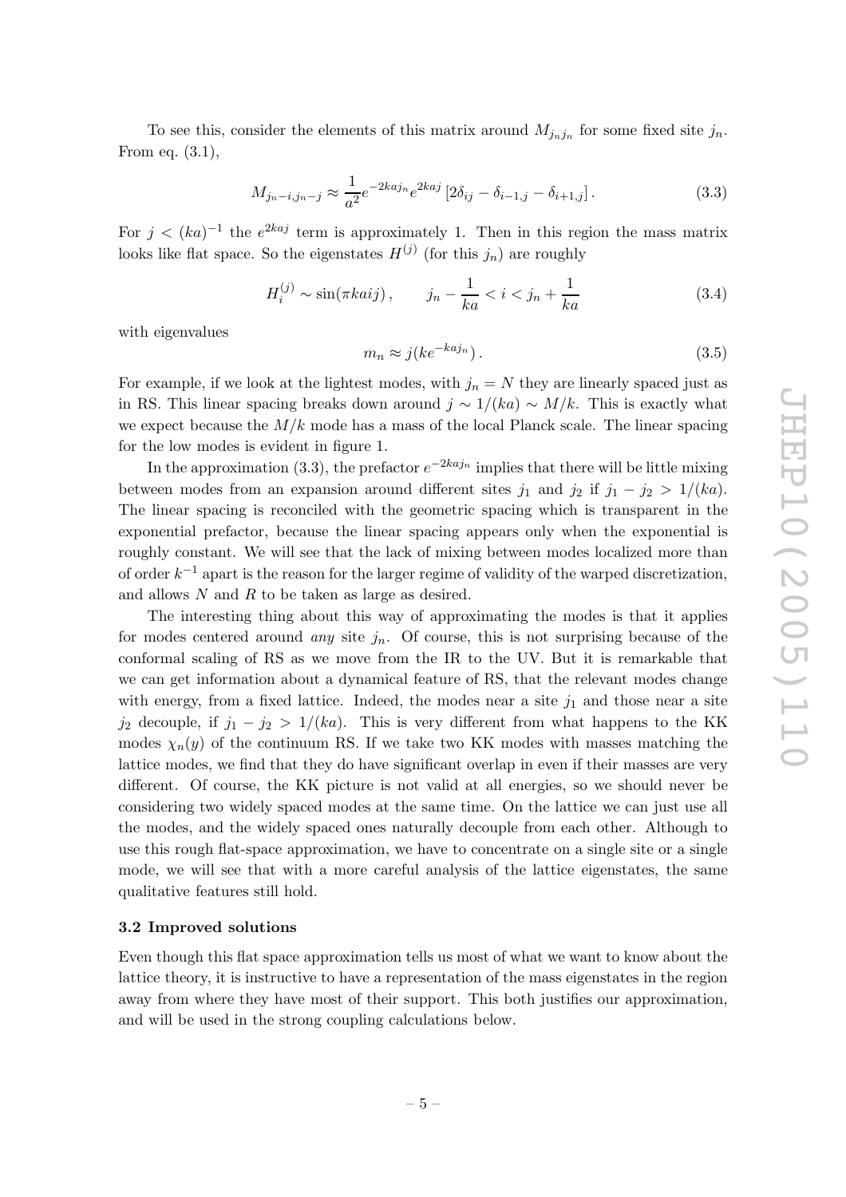To see this, consider the elements of this matrix around $M_{j_n j_n}$ for some fixed site $j_n$. From eq. (3.1),

$$M_{j_n-i,j_n-j} \approx \frac{1}{a^2} e^{-2kaj_n} e^{2kaj} \left[2\delta_{ij} - \delta_{i-1,j} - \delta_{i+1,j}\right]. \tag{3.3}$$

For $j < (ka)^{-1}$ the $e^{2kaj}$ term is approximately 1. Then in this region the mass matrix looks like flat space. So the eigenstates $H^{(j)}$ (for this $j_n$) are roughly

$$H_i^{(j)} \sim \sin(\pi kaij), \qquad j_n - \frac{1}{ka} < i < j_n + \frac{1}{ka} \tag{3.4}$$

with eigenvalues

$$m_n \approx j(ke^{-kaj_n}). \tag{3.5}$$

For example, if we look at the lightest modes, with $j_n = N$ they are linearly spaced just as in RS. This linear spacing breaks down around $j \sim 1/(ka) \sim M/k$. This is exactly what we expect because the $M/k$ mode has a mass of the local Planck scale. The linear spacing for the low modes is evident in figure 1.

In the approximation (3.3), the prefactor $e^{-2kaj_n}$ implies that there will be little mixing between modes from an expansion around different sites $j_1$ and $j_2$ if $j_1 - j_2 > 1/(ka)$. The linear spacing is reconciled with the geometric spacing which is transparent in the exponential prefactor, because the linear spacing appears only when the exponential is roughly constant. We will see that the lack of mixing between modes localized more than of order $k^{-1}$ apart is the reason for the larger regime of validity of the warped discretization, and allows $N$ and $R$ to be taken as large as desired.

The interesting thing about this way of approximating the modes is that it applies for modes centered around *any* site $j_n$. Of course, this is not surprising because of the conformal scaling of RS as we move from the IR to the UV. But it is remarkable that we can get information about a dynamical feature of RS, that the relevant modes change with energy, from a fixed lattice. Indeed, the modes near a site $j_1$ and those near a site $j_2$ decouple, if $j_1 - j_2 > 1/(ka)$. This is very different from what happens to the KK modes $\chi_n(y)$ of the continuum RS. If we take two KK modes with masses matching the lattice modes, we find that they do have significant overlap in even if their masses are very different. Of course, the KK picture is not valid at all energies, so we should never be considering two widely spaced modes at the same time. On the lattice we can just use all the modes, and the widely spaced ones naturally decouple from each other. Although to use this rough flat-space approximation, we have to concentrate on a single site or a single mode, we will see that with a more careful analysis of the lattice eigenstates, the same qualitative features still hold.

### 3.2 Improved solutions

Even though this flat space approximation tells us most of what we want to know about the lattice theory, it is instructive to have a representation of the mass eigenstates in the region away from where they have most of their support. This both justifies our approximation, and will be used in the strong coupling calculations below.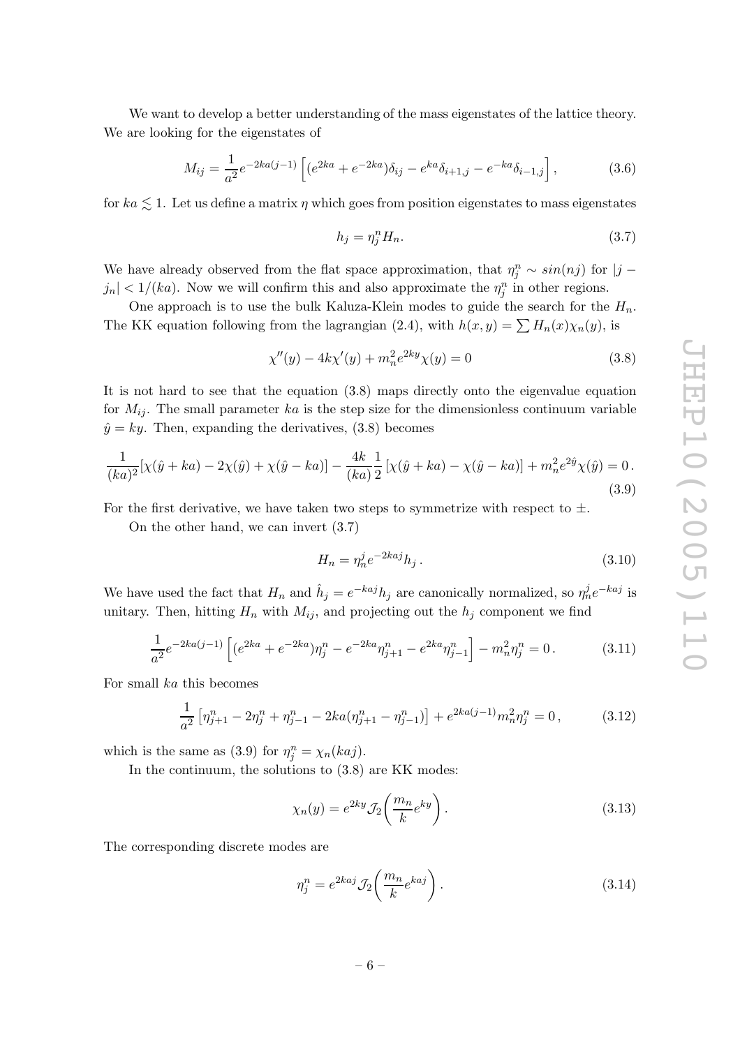We want to develop a better understanding of the mass eigenstates of the lattice theory. We are looking for the eigenstates of

$$M_{ij} = \frac{1}{a^2} e^{-2ka(j-1)} \left[ (e^{2ka} + e^{-2ka})\delta_{ij} - e^{ka}\delta_{i+1,j} - e^{-ka}\delta_{i-1,j} \right], \tag{3.6}$$

for $ka \lesssim 1$. Let us define a matrix $\eta$ which goes from position eigenstates to mass eigenstates

$$h_j = \eta_j^n H_n. \tag{3.7}$$

We have already observed from the flat space approximation, that $\eta_j^n \sim sin(nj)$ for $|j - j_n| < 1/(ka)$. Now we will confirm this and also approximate the $\eta_j^n$ in other regions.

One approach is to use the bulk Kaluza-Klein modes to guide the search for the $H_n$. The KK equation following from the lagrangian (2.4), with $h(x,y) = \sum H_n(x)\chi_n(y)$, is

$$\chi''(y) - 4k\chi'(y) + m_n^2 e^{2ky}\chi(y) = 0 \tag{3.8}$$

It is not hard to see that the equation (3.8) maps directly onto the eigenvalue equation for $M_{ij}$. The small parameter $ka$ is the step size for the dimensionless continuum variable $\hat{y} = ky$. Then, expanding the derivatives, (3.8) becomes

$$\frac{1}{(ka)^2}[\chi(\hat{y}+ka) - 2\chi(\hat{y}) + \chi(\hat{y}-ka)] - \frac{4k}{(ka)}\frac{1}{2}[\chi(\hat{y}+ka) - \chi(\hat{y}-ka)] + m_n^2 e^{2\hat{y}}\chi(\hat{y}) = 0\,. \tag{3.9}$$

For the first derivative, we have taken two steps to symmetrize with respect to $\pm$.

On the other hand, we can invert (3.7)

$$H_n = \eta_n^j e^{-2kaj} h_j\,. \tag{3.10}$$

We have used the fact that $H_n$ and $\hat{h}_j = e^{-kaj}h_j$ are canonically normalized, so $\eta_n^j e^{-kaj}$ is unitary. Then, hitting $H_n$ with $M_{ij}$, and projecting out the $h_j$ component we find

$$\frac{1}{a^2} e^{-2ka(j-1)} \left[ (e^{2ka} + e^{-2ka})\eta_j^n - e^{-2ka}\eta_{j+1}^n - e^{2ka}\eta_{j-1}^n \right] - m_n^2 \eta_j^n = 0\,. \tag{3.11}$$

For small $ka$ this becomes

$$\frac{1}{a^2}\left[ \eta_{j+1}^n - 2\eta_j^n + \eta_{j-1}^n - 2ka(\eta_{j+1}^n - \eta_{j-1}^n) \right] + e^{2ka(j-1)} m_n^2 \eta_j^n = 0\,, \tag{3.12}$$

which is the same as (3.9) for $\eta_j^n = \chi_n(kaj)$.

In the continuum, the solutions to (3.8) are KK modes:

$$\chi_n(y) = e^{2ky}\mathcal{J}_2\left(\frac{m_n}{k}e^{ky}\right). \tag{3.13}$$

The corresponding discrete modes are

$$\eta_j^n = e^{2kaj}\mathcal{J}_2\left(\frac{m_n}{k}e^{kaj}\right). \tag{3.14}$$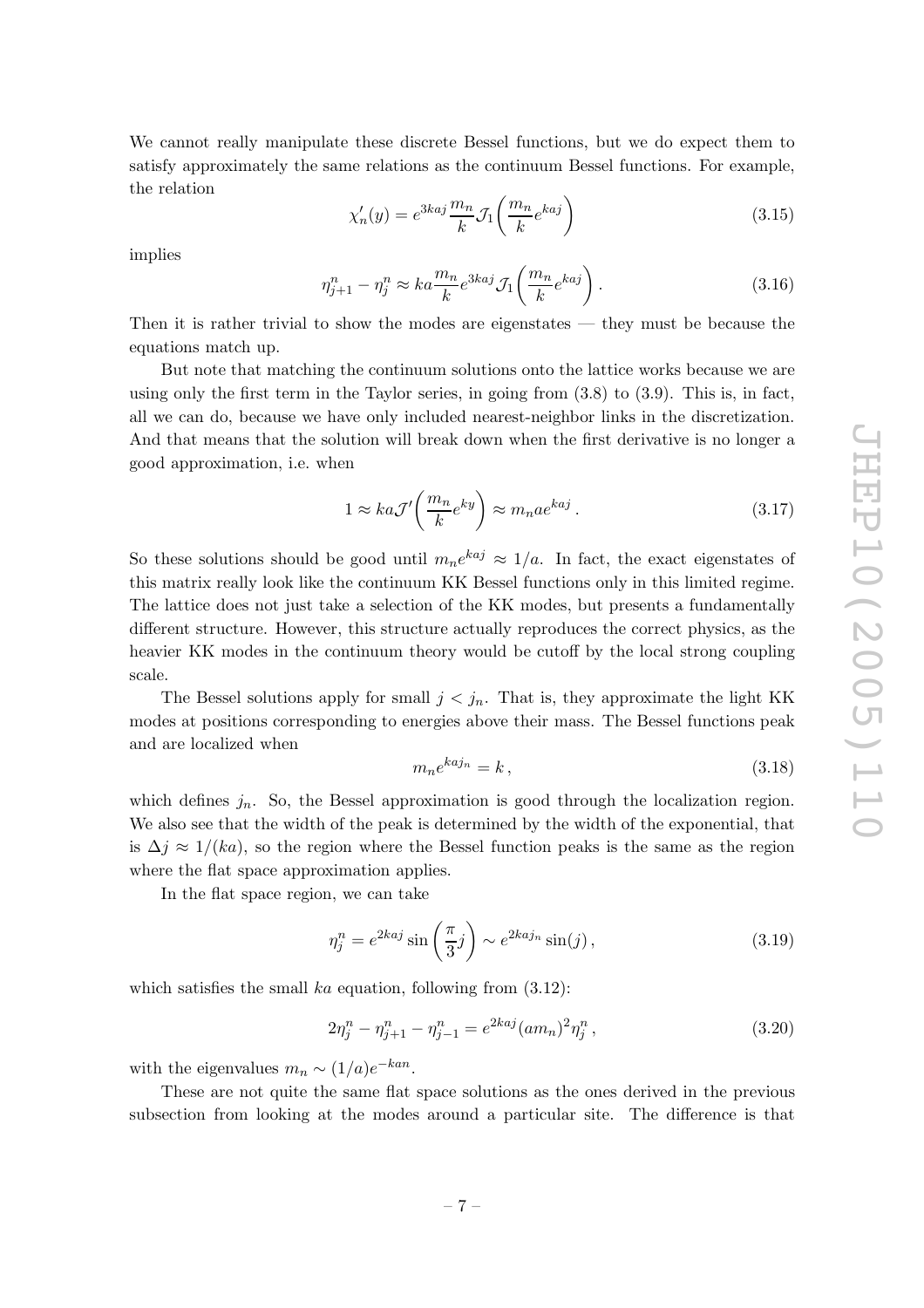We cannot really manipulate these discrete Bessel functions, but we do expect them to satisfy approximately the same relations as the continuum Bessel functions. For example, the relation

$$\chi_n'(y) = e^{3kaj} \frac{m_n}{k} \mathcal{J}_1\left(\frac{m_n}{k} e^{kaj}\right) \tag{3.15}$$

implies

$$\eta_{j+1}^n - \eta_j^n \approx ka \frac{m_n}{k} e^{3kaj} \mathcal{J}_1\left(\frac{m_n}{k} e^{kaj}\right). \tag{3.16}$$

Then it is rather trivial to show the modes are eigenstates — they must be because the equations match up.

But note that matching the continuum solutions onto the lattice works because we are using only the first term in the Taylor series, in going from (3.8) to (3.9). This is, in fact, all we can do, because we have only included nearest-neighbor links in the discretization. And that means that the solution will break down when the first derivative is no longer a good approximation, i.e. when

$$1 \approx ka \mathcal{J}'\left(\frac{m_n}{k} e^{ky}\right) \approx m_n a e^{kaj}. \tag{3.17}$$

So these solutions should be good until $m_n e^{kaj} \approx 1/a$. In fact, the exact eigenstates of this matrix really look like the continuum KK Bessel functions only in this limited regime. The lattice does not just take a selection of the KK modes, but presents a fundamentally different structure. However, this structure actually reproduces the correct physics, as the heavier KK modes in the continuum theory would be cutoff by the local strong coupling scale.

The Bessel solutions apply for small $j < j_n$. That is, they approximate the light KK modes at positions corresponding to energies above their mass. The Bessel functions peak and are localized when

$$m_n e^{kaj_n} = k, \tag{3.18}$$

which defines $j_n$. So, the Bessel approximation is good through the localization region. We also see that the width of the peak is determined by the width of the exponential, that is $\Delta j \approx 1/(ka)$, so the region where the Bessel function peaks is the same as the region where the flat space approximation applies.

In the flat space region, we can take

$$\eta_j^n = e^{2kaj} \sin\left(\frac{\pi}{3} j\right) \sim e^{2kaj_n} \sin(j), \tag{3.19}$$

which satisfies the small $ka$ equation, following from (3.12):

$$2\eta_j^n - \eta_{j+1}^n - \eta_{j-1}^n = e^{2kaj}(am_n)^2 \eta_j^n, \tag{3.20}$$

with the eigenvalues $m_n \sim (1/a)e^{-kan}$.

These are not quite the same flat space solutions as the ones derived in the previous subsection from looking at the modes around a particular site. The difference is that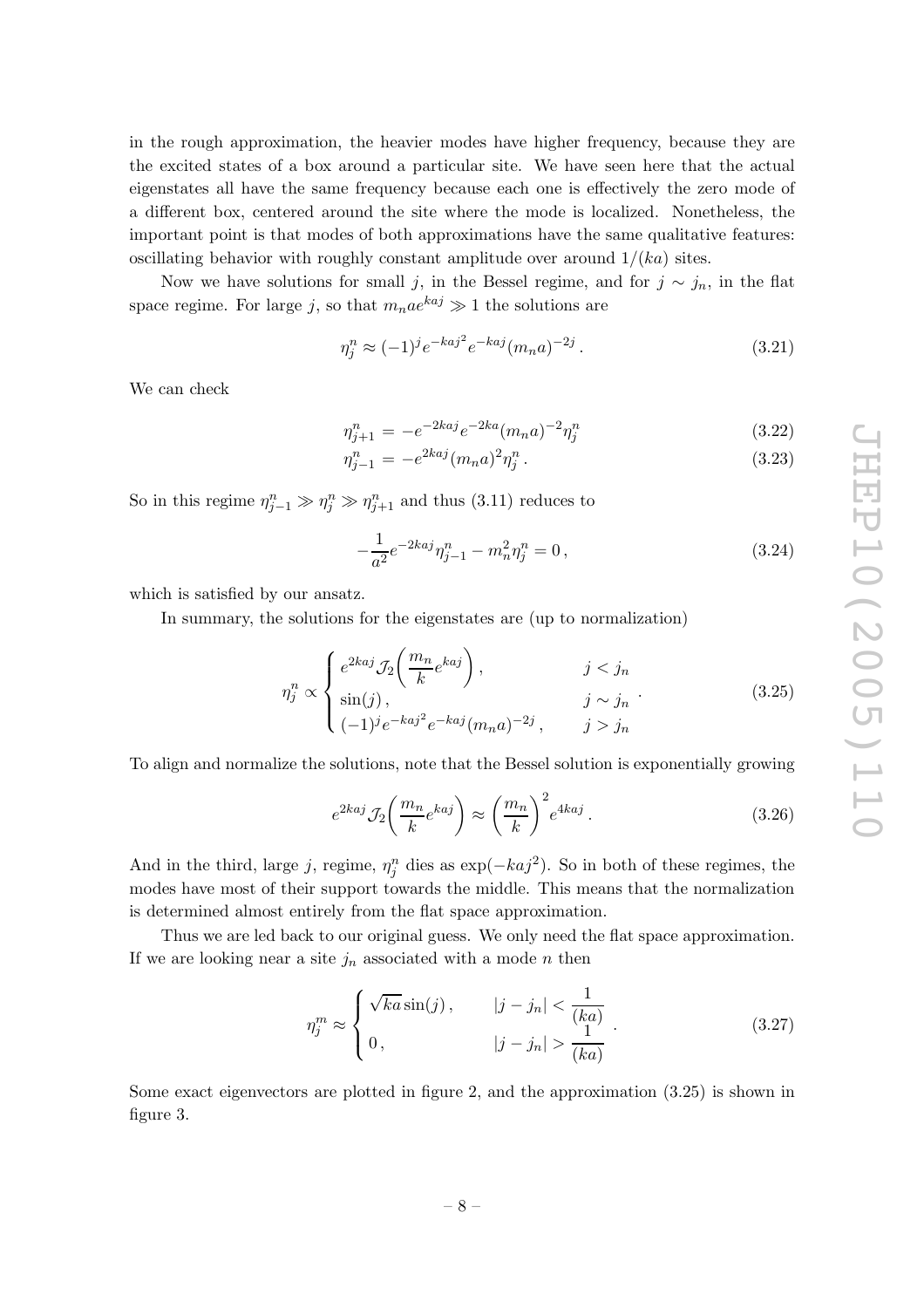in the rough approximation, the heavier modes have higher frequency, because they are the excited states of a box around a particular site. We have seen here that the actual eigenstates all have the same frequency because each one is effectively the zero mode of a different box, centered around the site where the mode is localized. Nonetheless, the important point is that modes of both approximations have the same qualitative features: oscillating behavior with roughly constant amplitude over around $1/(ka)$ sites.

Now we have solutions for small $j$, in the Bessel regime, and for $j \sim j_n$, in the flat space regime. For large $j$, so that $m_n a e^{kaj} \gg 1$ the solutions are

$$\eta_j^n \approx (-1)^j e^{-kaj^2} e^{-kaj} (m_n a)^{-2j} . \tag{3.21}$$

We can check

$$\eta_{j+1}^n = -e^{-2kaj} e^{-2ka} (m_n a)^{-2} \eta_j^n \tag{3.22}$$

$$\eta_{j-1}^n = -e^{2kaj} (m_n a)^2 \eta_j^n . \tag{3.23}$$

So in this regime $\eta_{j-1}^n \gg \eta_j^n \gg \eta_{j+1}^n$ and thus (3.11) reduces to

$$-\frac{1}{a^2} e^{-2kaj} \eta_{j-1}^n - m_n^2 \eta_j^n = 0 , \tag{3.24}$$

which is satisfied by our ansatz.

In summary, the solutions for the eigenstates are (up to normalization)

$$\eta_j^n \propto \begin{cases} e^{2kaj} \mathcal{J}_2\!\left(\dfrac{m_n}{k} e^{kaj}\right), & j < j_n \\ \sin(j) , & j \sim j_n \\ (-1)^j e^{-kaj^2} e^{-kaj} (m_n a)^{-2j} , & j > j_n \end{cases} . \tag{3.25}$$

To align and normalize the solutions, note that the Bessel solution is exponentially growing

$$e^{2kaj} \mathcal{J}_2\!\left(\frac{m_n}{k} e^{kaj}\right) \approx \left(\frac{m_n}{k}\right)^2 e^{4kaj} . \tag{3.26}$$

And in the third, large $j$, regime, $\eta_j^n$ dies as $\exp(-kaj^2)$. So in both of these regimes, the modes have most of their support towards the middle. This means that the normalization is determined almost entirely from the flat space approximation.

Thus we are led back to our original guess. We only need the flat space approximation. If we are looking near a site $j_n$ associated with a mode $n$ then

$$\eta_j^m \approx \begin{cases} \sqrt{ka} \sin(j) , & |j - j_n| < \dfrac{1}{(ka)} \\ 0 , & |j - j_n| > \dfrac{1}{(ka)} \end{cases} . \tag{3.27}$$

Some exact eigenvectors are plotted in figure 2, and the approximation (3.25) is shown in figure 3.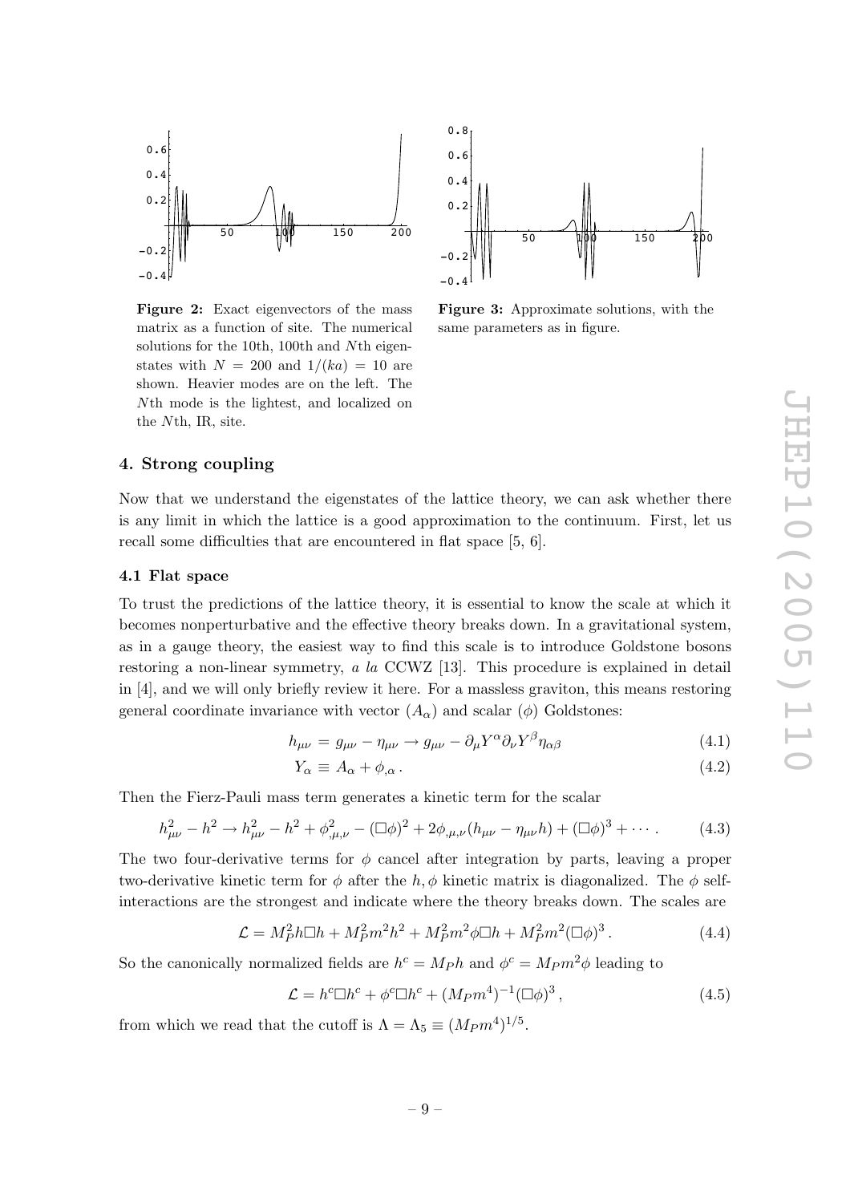**Figure 2:** Exact eigenvectors of the mass matrix as a function of site. The numerical solutions for the 10th, 100th and $N$th eigenstates with $N = 200$ and $1/(ka) = 10$ are shown. Heavier modes are on the left. The $N$th mode is the lightest, and localized on the $N$th, IR, site.

**Figure 3:** Approximate solutions, with the same parameters as in figure.

## 4. Strong coupling

Now that we understand the eigenstates of the lattice theory, we can ask whether there is any limit in which the lattice is a good approximation to the continuum. First, let us recall some difficulties that are encountered in flat space [5, 6].

### 4.1 Flat space

To trust the predictions of the lattice theory, it is essential to know the scale at which it becomes nonperturbative and the effective theory breaks down. In a gravitational system, as in a gauge theory, the easiest way to find this scale is to introduce Goldstone bosons restoring a non-linear symmetry, *a la* CCWZ [13]. This procedure is explained in detail in [4], and we will only briefly review it here. For a massless graviton, this means restoring general coordinate invariance with vector ($A_\alpha$) and scalar ($\phi$) Goldstones:

$$h_{\mu\nu} = g_{\mu\nu} - \eta_{\mu\nu} \to g_{\mu\nu} - \partial_\mu Y^\alpha \partial_\nu Y^\beta \eta_{\alpha\beta} \tag{4.1}$$

$$Y_\alpha \equiv A_\alpha + \phi_{,\alpha} \,. \tag{4.2}$$

Then the Fierz-Pauli mass term generates a kinetic term for the scalar

$$h_{\mu\nu}^2 - h^2 \to h_{\mu\nu}^2 - h^2 + \phi_{,\mu,\nu}^2 - (\Box\phi)^2 + 2\phi_{,\mu,\nu}(h_{\mu\nu} - \eta_{\mu\nu} h) + (\Box\phi)^3 + \cdots \,. \tag{4.3}$$

The two four-derivative terms for $\phi$ cancel after integration by parts, leaving a proper two-derivative kinetic term for $\phi$ after the $h, \phi$ kinetic matrix is diagonalized. The $\phi$ self-interactions are the strongest and indicate where the theory breaks down. The scales are

$$\mathcal{L} = M_P^2 h \Box h + M_P^2 m^2 h^2 + M_P^2 m^2 \phi \Box h + M_P^2 m^2 (\Box\phi)^3 \,. \tag{4.4}$$

So the canonically normalized fields are $h^c = M_P h$ and $\phi^c = M_P m^2 \phi$ leading to

$$\mathcal{L} = h^c \Box h^c + \phi^c \Box h^c + (M_P m^4)^{-1} (\Box\phi)^3 \,, \tag{4.5}$$

from which we read that the cutoff is $\Lambda = \Lambda_5 \equiv (M_P m^4)^{1/5}$.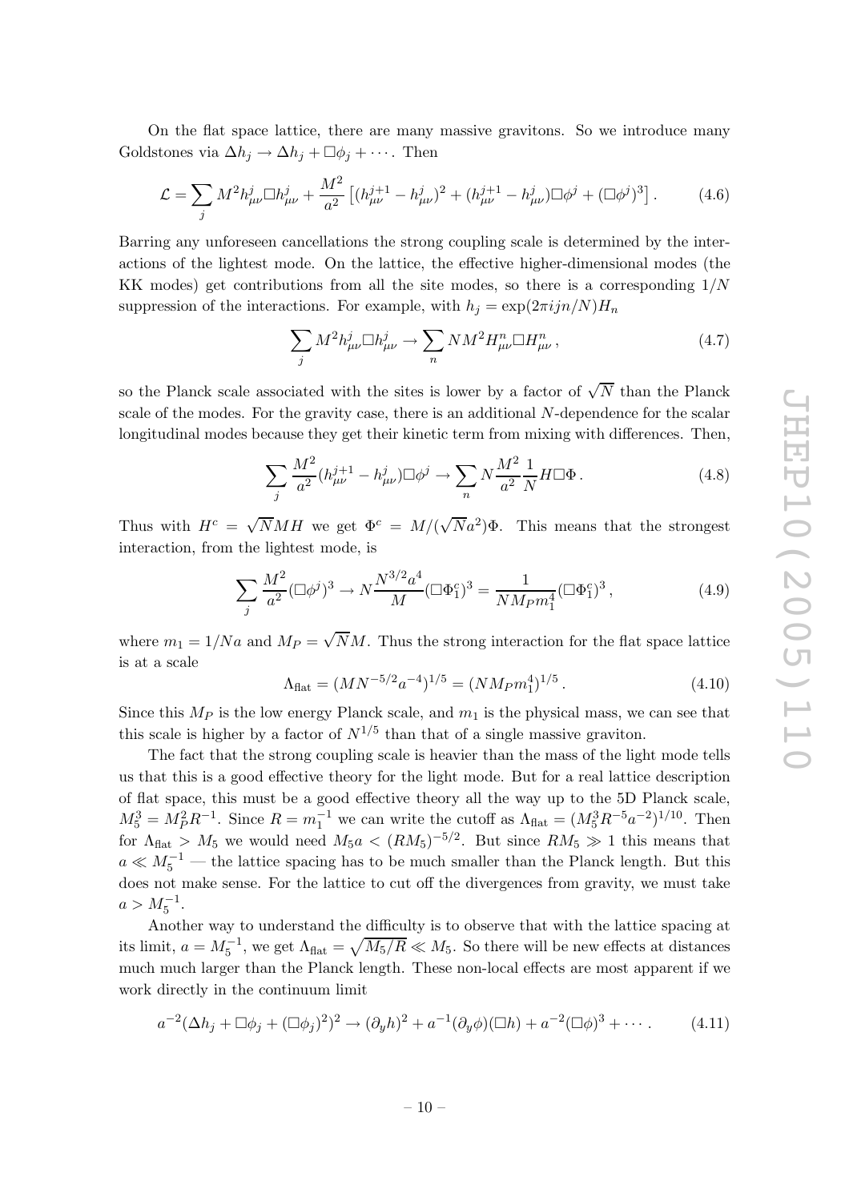On the flat space lattice, there are many massive gravitons. So we introduce many Goldstones via $\Delta h_j \to \Delta h_j + \Box\phi_j + \cdots$. Then

$$\mathcal{L} = \sum_j M^2 h^j_{\mu\nu}\Box h^j_{\mu\nu} + \frac{M^2}{a^2}\left[(h^{j+1}_{\mu\nu} - h^j_{\mu\nu})^2 + (h^{j+1}_{\mu\nu} - h^j_{\mu\nu})\Box\phi^j + (\Box\phi^j)^3\right]. \tag{4.6}$$

Barring any unforeseen cancellations the strong coupling scale is determined by the interactions of the lightest mode. On the lattice, the effective higher-dimensional modes (the KK modes) get contributions from all the site modes, so there is a corresponding $1/N$ suppression of the interactions. For example, with $h_j = \exp(2\pi ijn/N)H_n$

$$\sum_j M^2 h^j_{\mu\nu}\Box h^j_{\mu\nu} \to \sum_n NM^2 H^n_{\mu\nu}\Box H^n_{\mu\nu}, \tag{4.7}$$

so the Planck scale associated with the sites is lower by a factor of $\sqrt{N}$ than the Planck scale of the modes. For the gravity case, there is an additional $N$-dependence for the scalar longitudinal modes because they get their kinetic term from mixing with differences. Then,

$$\sum_j \frac{M^2}{a^2}(h^{j+1}_{\mu\nu} - h^j_{\mu\nu})\Box\phi^j \to \sum_n N\frac{M^2}{a^2}\frac{1}{N}H\Box\Phi. \tag{4.8}$$

Thus with $H^c = \sqrt{N}MH$ we get $\Phi^c = M/(\sqrt{N}a^2)\Phi$. This means that the strongest interaction, from the lightest mode, is

$$\sum_j \frac{M^2}{a^2}(\Box\phi^j)^3 \to N\frac{N^{3/2}a^4}{M}(\Box\Phi^c_1)^3 = \frac{1}{NM_P m_1^4}(\Box\Phi^c_1)^3, \tag{4.9}$$

where $m_1 = 1/Na$ and $M_P = \sqrt{N}M$. Thus the strong interaction for the flat space lattice is at a scale

$$\Lambda_{\text{flat}} = (MN^{-5/2}a^{-4})^{1/5} = (NM_P m_1^4)^{1/5}. \tag{4.10}$$

Since this $M_P$ is the low energy Planck scale, and $m_1$ is the physical mass, we can see that this scale is higher by a factor of $N^{1/5}$ than that of a single massive graviton.

The fact that the strong coupling scale is heavier than the mass of the light mode tells us that this is a good effective theory for the light mode. But for a real lattice description of flat space, this must be a good effective theory all the way up to the 5D Planck scale, $M_5^3 = M_P^2 R^{-1}$. Since $R = m_1^{-1}$ we can write the cutoff as $\Lambda_{\text{flat}} = (M_5^3 R^{-5} a^{-2})^{1/10}$. Then for $\Lambda_{\text{flat}} > M_5$ we would need $M_5 a < (RM_5)^{-5/2}$. But since $RM_5 \gg 1$ this means that $a \ll M_5^{-1}$ — the lattice spacing has to be much smaller than the Planck length. But this does not make sense. For the lattice to cut off the divergences from gravity, we must take $a > M_5^{-1}$.

Another way to understand the difficulty is to observe that with the lattice spacing at its limit, $a = M_5^{-1}$, we get $\Lambda_{\text{flat}} = \sqrt{M_5/R} \ll M_5$. So there will be new effects at distances much much larger than the Planck length. These non-local effects are most apparent if we work directly in the continuum limit

$$a^{-2}(\Delta h_j + \Box\phi_j + (\Box\phi_j)^2)^2 \to (\partial_y h)^2 + a^{-1}(\partial_y\phi)(\Box h) + a^{-2}(\Box\phi)^3 + \cdots. \tag{4.11}$$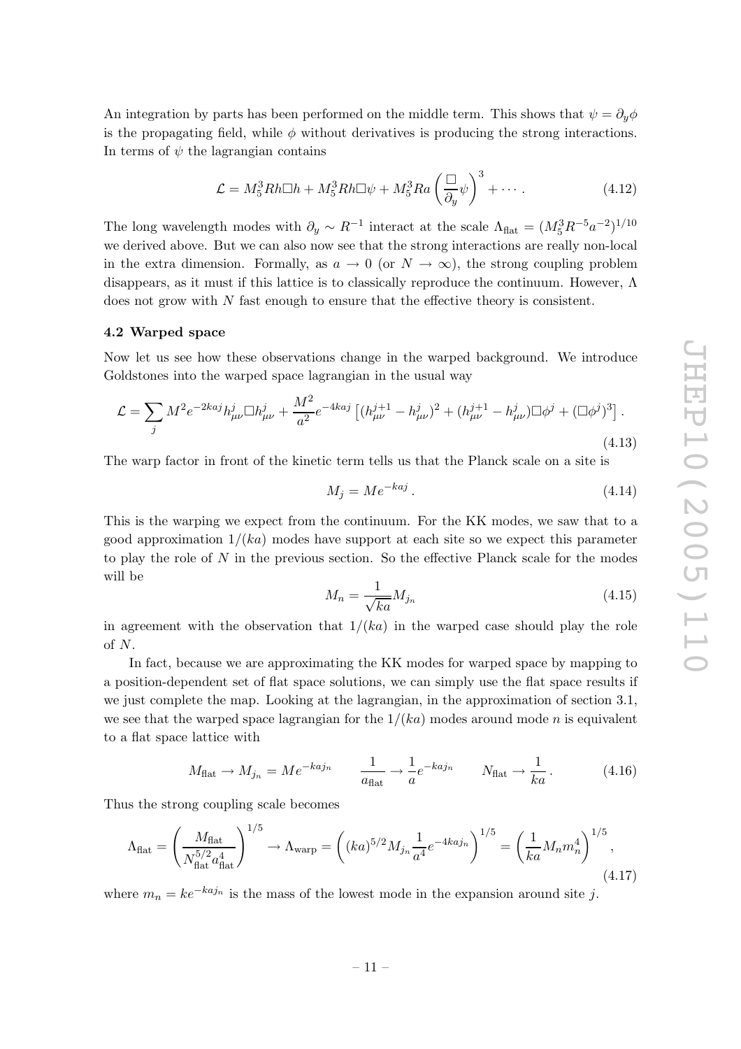An integration by parts has been performed on the middle term. This shows that $\psi = \partial_y \phi$ is the propagating field, while $\phi$ without derivatives is producing the strong interactions. In terms of $\psi$ the lagrangian contains

$$\mathcal{L} = M_5^3 R h \Box h + M_5^3 R h \Box \psi + M_5^3 R a \left( \frac{\Box}{\partial_y} \psi \right)^3 + \cdots . \tag{4.12}$$

The long wavelength modes with $\partial_y \sim R^{-1}$ interact at the scale $\Lambda_{\text{flat}} = (M_5^3 R^{-5} a^{-2})^{1/10}$ we derived above. But we can also now see that the strong interactions are really non-local in the extra dimension. Formally, as $a \to 0$ (or $N \to \infty$), the strong coupling problem disappears, as it must if this lattice is to classically reproduce the continuum. However, $\Lambda$ does not grow with $N$ fast enough to ensure that the effective theory is consistent.

### 4.2 Warped space

Now let us see how these observations change in the warped background. We introduce Goldstones into the warped space lagrangian in the usual way

$$\mathcal{L} = \sum_j M^2 e^{-2kaj} h^j_{\mu\nu} \Box h^j_{\mu\nu} + \frac{M^2}{a^2} e^{-4kaj} \left[ (h^{j+1}_{\mu\nu} - h^j_{\mu\nu})^2 + (h^{j+1}_{\mu\nu} - h^j_{\mu\nu}) \Box \phi^j + (\Box \phi^j)^3 \right] . \tag{4.13}$$

The warp factor in front of the kinetic term tells us that the Planck scale on a site is

$$M_j = M e^{-kaj} . \tag{4.14}$$

This is the warping we expect from the continuum. For the KK modes, we saw that to a good approximation $1/(ka)$ modes have support at each site so we expect this parameter to play the role of $N$ in the previous section. So the effective Planck scale for the modes will be

$$M_n = \frac{1}{\sqrt{ka}} M_{j_n} \tag{4.15}$$

in agreement with the observation that $1/(ka)$ in the warped case should play the role of $N$.

In fact, because we are approximating the KK modes for warped space by mapping to a position-dependent set of flat space solutions, we can simply use the flat space results if we just complete the map. Looking at the lagrangian, in the approximation of section 3.1, we see that the warped space lagrangian for the $1/(ka)$ modes around mode $n$ is equivalent to a flat space lattice with

$$M_{\text{flat}} \to M_{j_n} = M e^{-kaj_n} \qquad \frac{1}{a_{\text{flat}}} \to \frac{1}{a} e^{-kaj_n} \qquad N_{\text{flat}} \to \frac{1}{ka} . \tag{4.16}$$

Thus the strong coupling scale becomes

$$\Lambda_{\text{flat}} = \left( \frac{M_{\text{flat}}}{N_{\text{flat}}^{5/2} a_{\text{flat}}^4} \right)^{1/5} \to \Lambda_{\text{warp}} = \left( (ka)^{5/2} M_{j_n} \frac{1}{a^4} e^{-4kaj_n} \right)^{1/5} = \left( \frac{1}{ka} M_n m_n^4 \right)^{1/5} , \tag{4.17}$$

where $m_n = k e^{-kaj_n}$ is the mass of the lowest mode in the expansion around site $j$.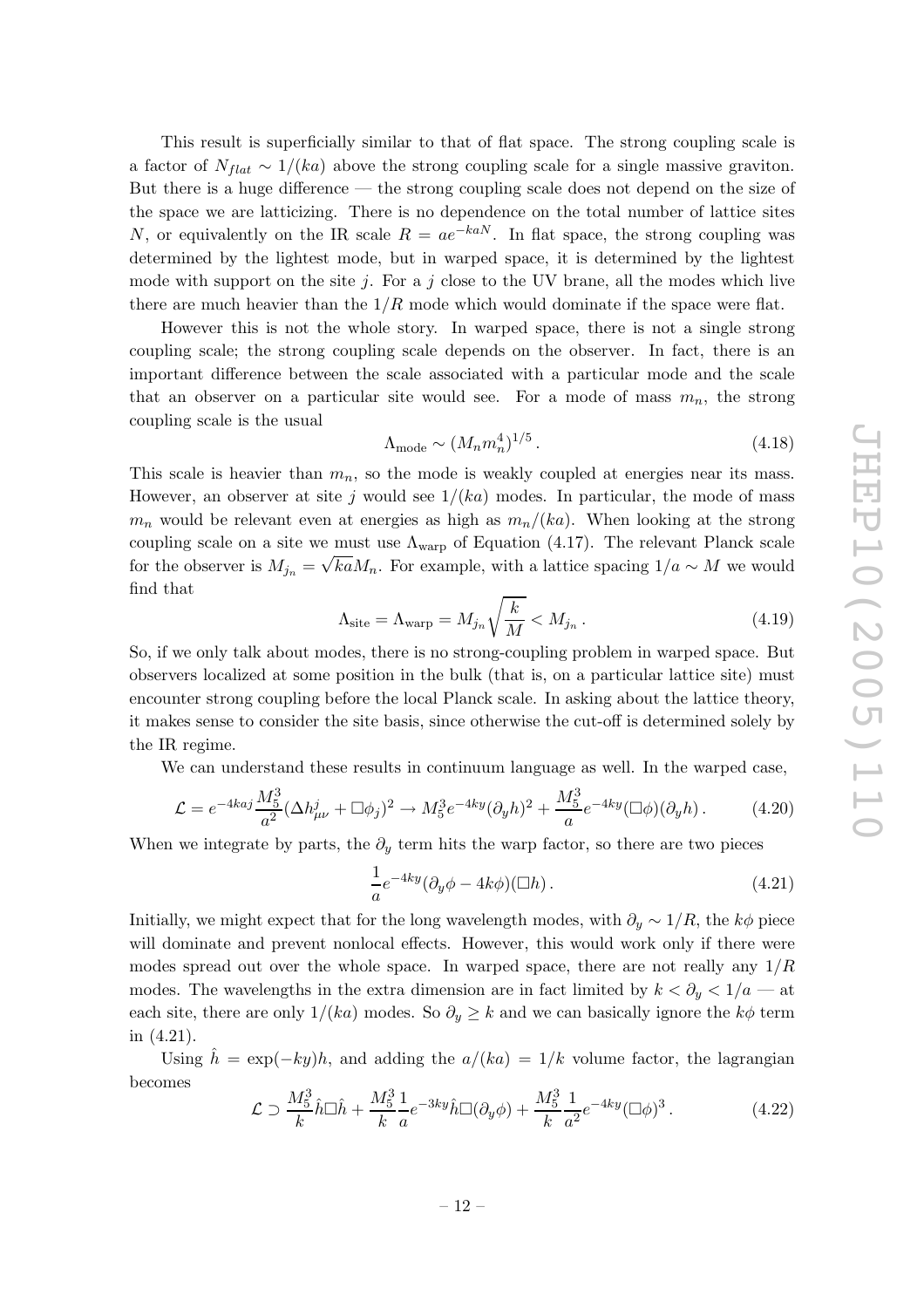This result is superficially similar to that of flat space. The strong coupling scale is a factor of $N_{flat} \sim 1/(ka)$ above the strong coupling scale for a single massive graviton. But there is a huge difference — the strong coupling scale does not depend on the size of the space we are latticizing. There is no dependence on the total number of lattice sites $N$, or equivalently on the IR scale $R = ae^{-kaN}$. In flat space, the strong coupling was determined by the lightest mode, but in warped space, it is determined by the lightest mode with support on the site $j$. For a $j$ close to the UV brane, all the modes which live there are much heavier than the $1/R$ mode which would dominate if the space were flat.

However this is not the whole story. In warped space, there is not a single strong coupling scale; the strong coupling scale depends on the observer. In fact, there is an important difference between the scale associated with a particular mode and the scale that an observer on a particular site would see. For a mode of mass $m_n$, the strong coupling scale is the usual

$$\Lambda_{\text{mode}} \sim (M_n m_n^4)^{1/5} \,. \tag{4.18}$$

This scale is heavier than $m_n$, so the mode is weakly coupled at energies near its mass. However, an observer at site $j$ would see $1/(ka)$ modes. In particular, the mode of mass $m_n$ would be relevant even at energies as high as $m_n/(ka)$. When looking at the strong coupling scale on a site we must use $\Lambda_{\text{warp}}$ of Equation (4.17). The relevant Planck scale for the observer is $M_{j_n} = \sqrt{ka} M_n$. For example, with a lattice spacing $1/a \sim M$ we would find that

$$\Lambda_{\text{site}} = \Lambda_{\text{warp}} = M_{j_n} \sqrt{\frac{k}{M}} < M_{j_n} \,. \tag{4.19}$$

So, if we only talk about modes, there is no strong-coupling problem in warped space. But observers localized at some position in the bulk (that is, on a particular lattice site) must encounter strong coupling before the local Planck scale. In asking about the lattice theory, it makes sense to consider the site basis, since otherwise the cut-off is determined solely by the IR regime.

We can understand these results in continuum language as well. In the warped case,

$$\mathcal{L} = e^{-4kaj} \frac{M_5^3}{a^2} (\Delta h^j_{\mu\nu} + \Box \phi_j)^2 \to M_5^3 e^{-4ky} (\partial_y h)^2 + \frac{M_5^3}{a} e^{-4ky} (\Box \phi)(\partial_y h) \,. \tag{4.20}$$

When we integrate by parts, the $\partial_y$ term hits the warp factor, so there are two pieces

$$\frac{1}{a} e^{-4ky} (\partial_y \phi - 4k\phi)(\Box h) \,. \tag{4.21}$$

Initially, we might expect that for the long wavelength modes, with $\partial_y \sim 1/R$, the $k\phi$ piece will dominate and prevent nonlocal effects. However, this would work only if there were modes spread out over the whole space. In warped space, there are not really any $1/R$ modes. The wavelengths in the extra dimension are in fact limited by $k < \partial_y < 1/a$ — at each site, there are only $1/(ka)$ modes. So $\partial_y \geq k$ and we can basically ignore the $k\phi$ term in (4.21).

Using $\hat{h} = \exp(-ky)h$, and adding the $a/(ka) = 1/k$ volume factor, the lagrangian becomes

$$\mathcal{L} \supset \frac{M_5^3}{k} \hat{h} \Box \hat{h} + \frac{M_5^3}{k} \frac{1}{a} e^{-3ky} \hat{h} \Box (\partial_y \phi) + \frac{M_5^3}{k} \frac{1}{a^2} e^{-4ky} (\Box \phi)^3 \,. \tag{4.22}$$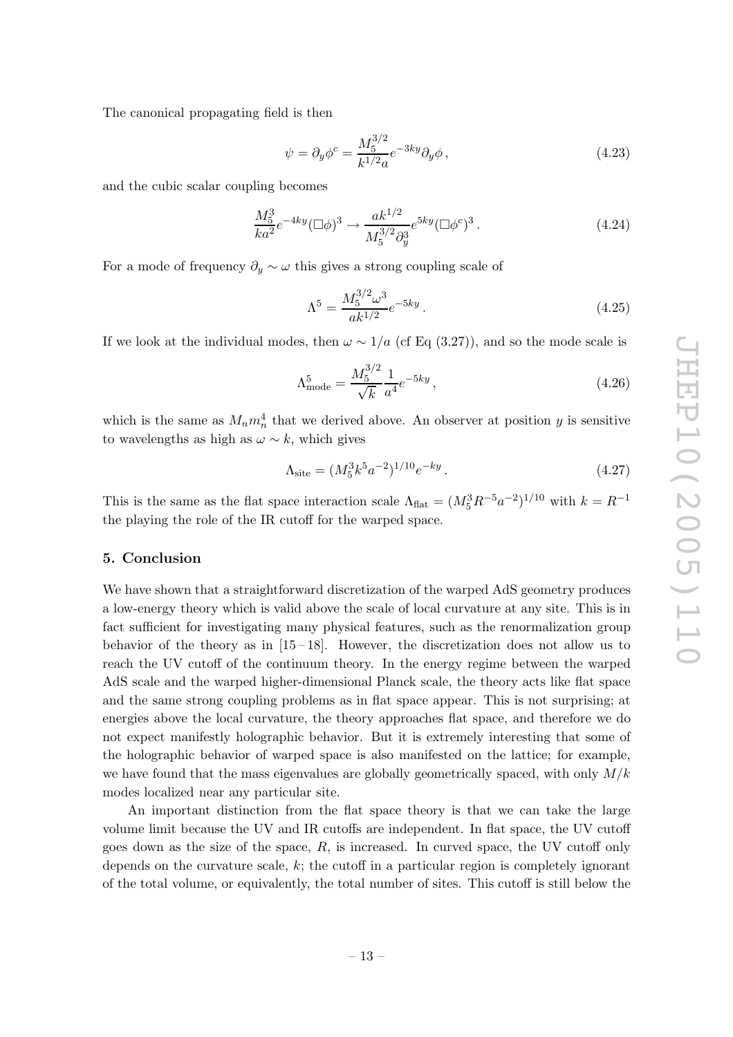The canonical propagating field is then

$$\psi = \partial_y \phi^c = \frac{M_5^{3/2}}{k^{1/2} a} e^{-3ky} \partial_y \phi \,, \tag{4.23}$$

and the cubic scalar coupling becomes

$$\frac{M_5^3}{ka^2} e^{-4ky} (\Box \phi)^3 \to \frac{a k^{1/2}}{M_5^{3/2} \partial_y^3} e^{5ky} (\Box \phi^c)^3 \,. \tag{4.24}$$

For a mode of frequency $\partial_y \sim \omega$ this gives a strong coupling scale of

$$\Lambda^5 = \frac{M_5^{3/2} \omega^3}{a k^{1/2}} e^{-5ky} \,. \tag{4.25}$$

If we look at the individual modes, then $\omega \sim 1/a$ (cf Eq (3.27)), and so the mode scale is

$$\Lambda_{\text{mode}}^5 = \frac{M_5^{3/2}}{\sqrt{k}} \frac{1}{a^4} e^{-5ky} \,, \tag{4.26}$$

which is the same as $M_n m_n^4$ that we derived above. An observer at position $y$ is sensitive to wavelengths as high as $\omega \sim k$, which gives

$$\Lambda_{\text{site}} = (M_5^3 k^5 a^{-2})^{1/10} e^{-ky} \,. \tag{4.27}$$

This is the same as the flat space interaction scale $\Lambda_{\text{flat}} = (M_5^3 R^{-5} a^{-2})^{1/10}$ with $k = R^{-1}$ the playing the role of the IR cutoff for the warped space.

## 5. Conclusion

We have shown that a straightforward discretization of the warped AdS geometry produces a low-energy theory which is valid above the scale of local curvature at any site. This is in fact sufficient for investigating many physical features, such as the renormalization group behavior of the theory as in [15–18]. However, the discretization does not allow us to reach the UV cutoff of the continuum theory. In the energy regime between the warped AdS scale and the warped higher-dimensional Planck scale, the theory acts like flat space and the same strong coupling problems as in flat space appear. This is not surprising; at energies above the local curvature, the theory approaches flat space, and therefore we do not expect manifestly holographic behavior. But it is extremely interesting that some of the holographic behavior of warped space is also manifested on the lattice; for example, we have found that the mass eigenvalues are globally geometrically spaced, with only $M/k$ modes localized near any particular site.

An important distinction from the flat space theory is that we can take the large volume limit because the UV and IR cutoffs are independent. In flat space, the UV cutoff goes down as the size of the space, $R$, is increased. In curved space, the UV cutoff only depends on the curvature scale, $k$; the cutoff in a particular region is completely ignorant of the total volume, or equivalently, the total number of sites. This cutoff is still below the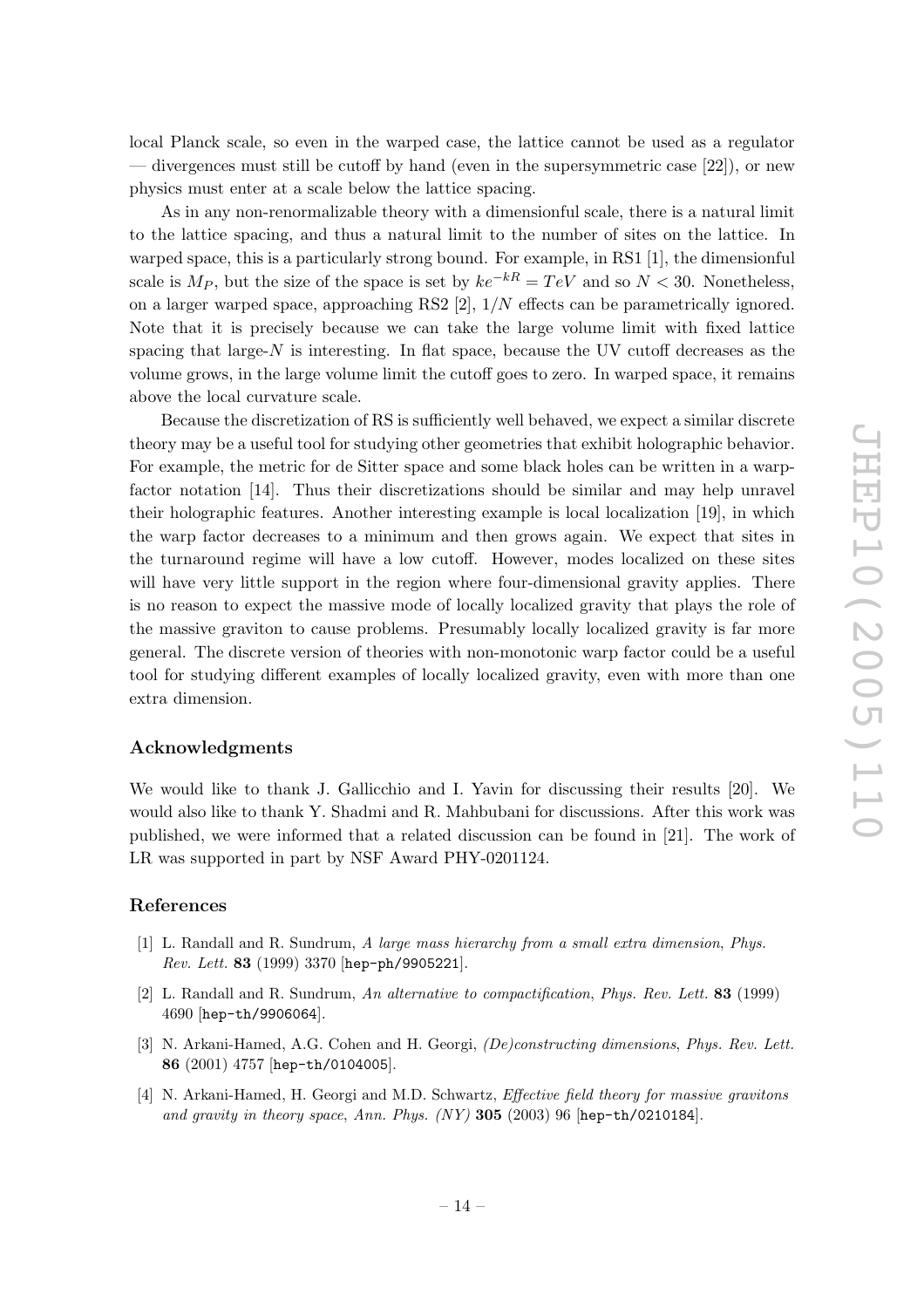local Planck scale, so even in the warped case, the lattice cannot be used as a regulator — divergences must still be cutoff by hand (even in the supersymmetric case [22]), or new physics must enter at a scale below the lattice spacing.

As in any non-renormalizable theory with a dimensionful scale, there is a natural limit to the lattice spacing, and thus a natural limit to the number of sites on the lattice. In warped space, this is a particularly strong bound. For example, in RS1 [1], the dimensionful scale is $M_P$, but the size of the space is set by $ke^{-kR} = TeV$ and so $N < 30$. Nonetheless, on a larger warped space, approaching RS2 [2], $1/N$ effects can be parametrically ignored. Note that it is precisely because we can take the large volume limit with fixed lattice spacing that large-$N$ is interesting. In flat space, because the UV cutoff decreases as the volume grows, in the large volume limit the cutoff goes to zero. In warped space, it remains above the local curvature scale.

Because the discretization of RS is sufficiently well behaved, we expect a similar discrete theory may be a useful tool for studying other geometries that exhibit holographic behavior. For example, the metric for de Sitter space and some black holes can be written in a warp-factor notation [14]. Thus their discretizations should be similar and may help unravel their holographic features. Another interesting example is local localization [19], in which the warp factor decreases to a minimum and then grows again. We expect that sites in the turnaround regime will have a low cutoff. However, modes localized on these sites will have very little support in the region where four-dimensional gravity applies. There is no reason to expect the massive mode of locally localized gravity that plays the role of the massive graviton to cause problems. Presumably locally localized gravity is far more general. The discrete version of theories with non-monotonic warp factor could be a useful tool for studying different examples of locally localized gravity, even with more than one extra dimension.

## Acknowledgments

We would like to thank J. Gallicchio and I. Yavin for discussing their results [20]. We would also like to thank Y. Shadmi and R. Mahbubani for discussions. After this work was published, we were informed that a related discussion can be found in [21]. The work of LR was supported in part by NSF Award PHY-0201124.

## References

[1] L. Randall and R. Sundrum, *A large mass hierarchy from a small extra dimension*, *Phys. Rev. Lett.* **83** (1999) 3370 [hep-ph/9905221].

[2] L. Randall and R. Sundrum, *An alternative to compactification*, *Phys. Rev. Lett.* **83** (1999) 4690 [hep-th/9906064].

[3] N. Arkani-Hamed, A.G. Cohen and H. Georgi, *(De)constructing dimensions*, *Phys. Rev. Lett.* **86** (2001) 4757 [hep-th/0104005].

[4] N. Arkani-Hamed, H. Georgi and M.D. Schwartz, *Effective field theory for massive gravitons and gravity in theory space*, *Ann. Phys. (NY)* **305** (2003) 96 [hep-th/0210184].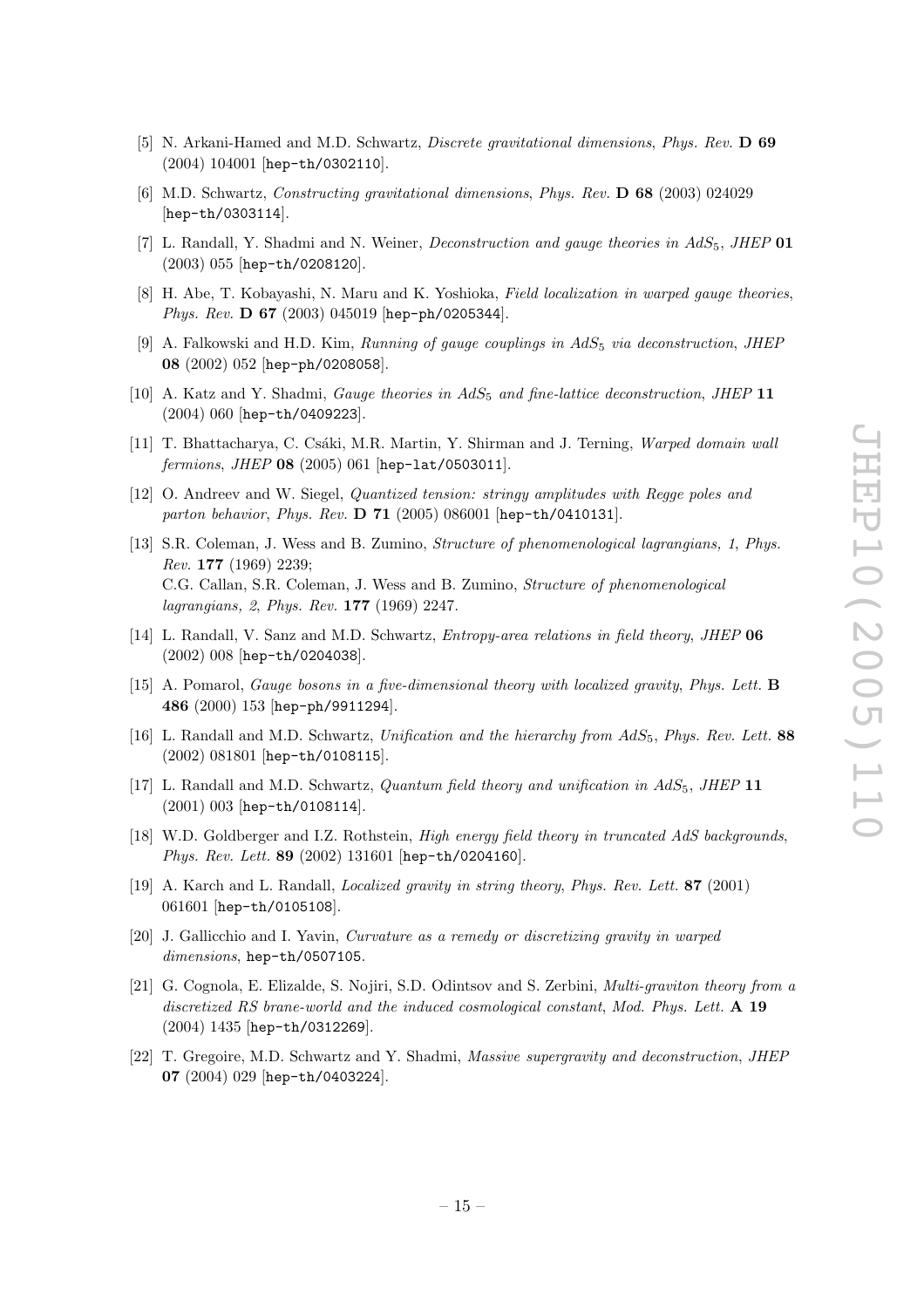[5] N. Arkani-Hamed and M.D. Schwartz, *Discrete gravitational dimensions*, *Phys. Rev.* **D 69** (2004) 104001 [hep-th/0302110].

[6] M.D. Schwartz, *Constructing gravitational dimensions*, *Phys. Rev.* **D 68** (2003) 024029 [hep-th/0303114].

[7] L. Randall, Y. Shadmi and N. Weiner, *Deconstruction and gauge theories in $AdS_5$*, *JHEP* **01** (2003) 055 [hep-th/0208120].

[8] H. Abe, T. Kobayashi, N. Maru and K. Yoshioka, *Field localization in warped gauge theories*, *Phys. Rev.* **D 67** (2003) 045019 [hep-ph/0205344].

[9] A. Falkowski and H.D. Kim, *Running of gauge couplings in $AdS_5$ via deconstruction*, *JHEP* **08** (2002) 052 [hep-ph/0208058].

[10] A. Katz and Y. Shadmi, *Gauge theories in $AdS_5$ and fine-lattice deconstruction*, *JHEP* **11** (2004) 060 [hep-th/0409223].

[11] T. Bhattacharya, C. Csáki, M.R. Martin, Y. Shirman and J. Terning, *Warped domain wall fermions*, *JHEP* **08** (2005) 061 [hep-lat/0503011].

[12] O. Andreev and W. Siegel, *Quantized tension: stringy amplitudes with Regge poles and parton behavior*, *Phys. Rev.* **D 71** (2005) 086001 [hep-th/0410131].

[13] S.R. Coleman, J. Wess and B. Zumino, *Structure of phenomenological lagrangians, 1*, *Phys. Rev.* **177** (1969) 2239;
C.G. Callan, S.R. Coleman, J. Wess and B. Zumino, *Structure of phenomenological lagrangians, 2*, *Phys. Rev.* **177** (1969) 2247.

[14] L. Randall, V. Sanz and M.D. Schwartz, *Entropy-area relations in field theory*, *JHEP* **06** (2002) 008 [hep-th/0204038].

[15] A. Pomarol, *Gauge bosons in a five-dimensional theory with localized gravity*, *Phys. Lett.* **B 486** (2000) 153 [hep-ph/9911294].

[16] L. Randall and M.D. Schwartz, *Unification and the hierarchy from $AdS_5$*, *Phys. Rev. Lett.* **88** (2002) 081801 [hep-th/0108115].

[17] L. Randall and M.D. Schwartz, *Quantum field theory and unification in $AdS_5$*, *JHEP* **11** (2001) 003 [hep-th/0108114].

[18] W.D. Goldberger and I.Z. Rothstein, *High energy field theory in truncated AdS backgrounds*, *Phys. Rev. Lett.* **89** (2002) 131601 [hep-th/0204160].

[19] A. Karch and L. Randall, *Localized gravity in string theory*, *Phys. Rev. Lett.* **87** (2001) 061601 [hep-th/0105108].

[20] J. Gallicchio and I. Yavin, *Curvature as a remedy or discretizing gravity in warped dimensions*, hep-th/0507105.

[21] G. Cognola, E. Elizalde, S. Nojiri, S.D. Odintsov and S. Zerbini, *Multi-graviton theory from a discretized RS brane-world and the induced cosmological constant*, *Mod. Phys. Lett.* **A 19** (2004) 1435 [hep-th/0312269].

[22] T. Gregoire, M.D. Schwartz and Y. Shadmi, *Massive supergravity and deconstruction*, *JHEP* **07** (2004) 029 [hep-th/0403224].